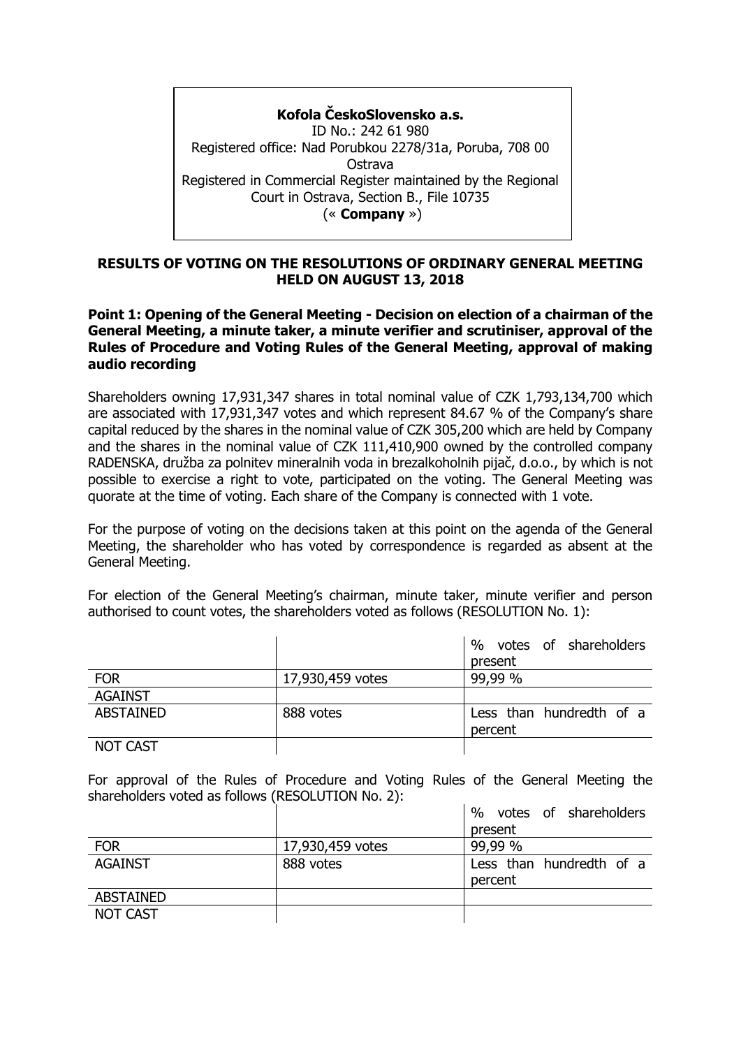**Kofola ČeskoSlovensko a.s.**
ID No.: 242 61 980
Registered office: Nad Porubkou 2278/31a, Poruba, 708 00 Ostrava
Registered in Commercial Register maintained by the Regional Court in Ostrava, Section B., File 10735
(« **Company** »)

## RESULTS OF VOTING ON THE RESOLUTIONS OF ORDINARY GENERAL MEETING HELD ON AUGUST 13, 2018

### Point 1: Opening of the General Meeting - Decision on election of a chairman of the General Meeting, a minute taker, a minute verifier and scrutiniser, approval of the Rules of Procedure and Voting Rules of the General Meeting, approval of making audio recording

Shareholders owning 17,931,347 shares in total nominal value of CZK 1,793,134,700 which are associated with 17,931,347 votes and which represent 84.67 % of the Company's share capital reduced by the shares in the nominal value of CZK 305,200 which are held by Company and the shares in the nominal value of CZK 111,410,900 owned by the controlled company RADENSKA, družba za polnitev mineralnih voda in brezalkoholnih pijač, d.o.o., by which is not possible to exercise a right to vote, participated on the voting. The General Meeting was quorate at the time of voting. Each share of the Company is connected with 1 vote.

For the purpose of voting on the decisions taken at this point on the agenda of the General Meeting, the shareholder who has voted by correspondence is regarded as absent at the General Meeting.

For election of the General Meeting's chairman, minute taker, minute verifier and person authorised to count votes, the shareholders voted as follows (RESOLUTION No. 1):

| | | % votes of shareholders present |
|---|---|---|
| FOR | 17,930,459 votes | 99,99 % |
| AGAINST | | |
| ABSTAINED | 888 votes | Less than hundredth of a percent |
| NOT CAST | | |

For approval of the Rules of Procedure and Voting Rules of the General Meeting the shareholders voted as follows (RESOLUTION No. 2):

| | | % votes of shareholders present |
|---|---|---|
| FOR | 17,930,459 votes | 99,99 % |
| AGAINST | 888 votes | Less than hundredth of a percent |
| ABSTAINED | | |
| NOT CAST | | |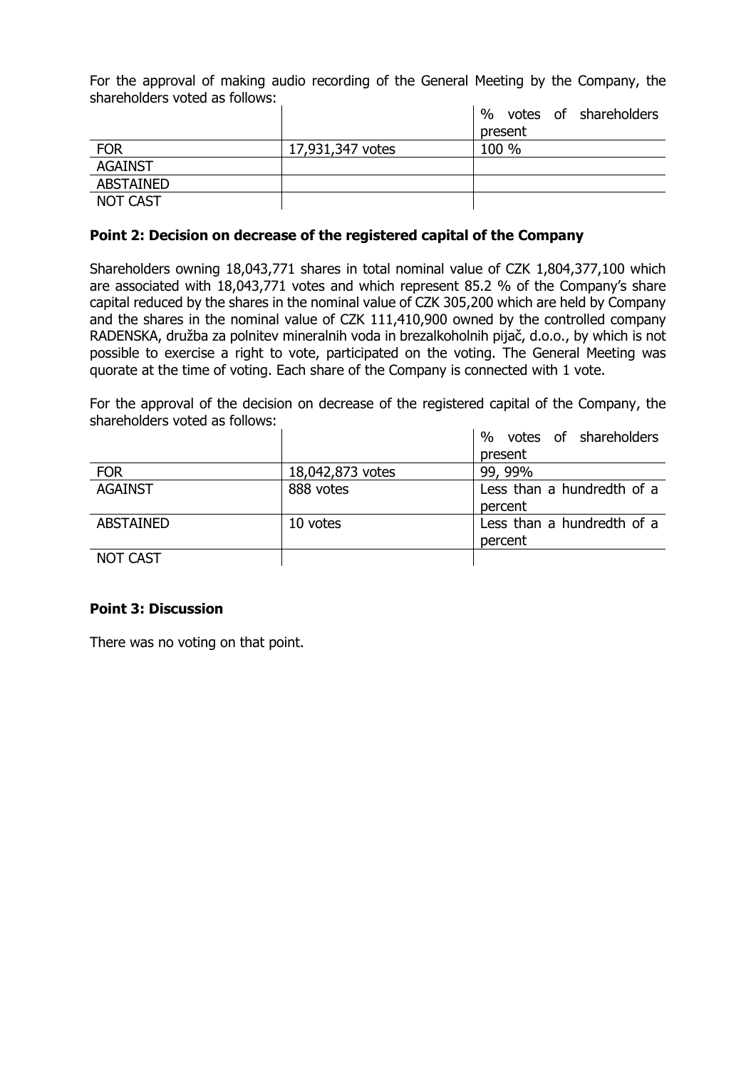For the approval of making audio recording of the General Meeting by the Company, the shareholders voted as follows:

| | | % votes of shareholders present |
|---|---|---|
| FOR | 17,931,347 votes | 100 % |
| AGAINST | | |
| ABSTAINED | | |
| NOT CAST | | |

**Point 2: Decision on decrease of the registered capital of the Company**

Shareholders owning 18,043,771 shares in total nominal value of CZK 1,804,377,100 which are associated with 18,043,771 votes and which represent 85.2 % of the Company's share capital reduced by the shares in the nominal value of CZK 305,200 which are held by Company and the shares in the nominal value of CZK 111,410,900 owned by the controlled company RADENSKA, družba za polnitev mineralnih voda in brezalkoholnih pijač, d.o.o., by which is not possible to exercise a right to vote, participated on the voting. The General Meeting was quorate at the time of voting. Each share of the Company is connected with 1 vote.

For the approval of the decision on decrease of the registered capital of the Company, the shareholders voted as follows:

| | | % votes of shareholders present |
|---|---|---|
| FOR | 18,042,873 votes | 99, 99% |
| AGAINST | 888 votes | Less than a hundredth of a percent |
| ABSTAINED | 10 votes | Less than a hundredth of a percent |
| NOT CAST | | |

**Point 3: Discussion**

There was no voting on that point.